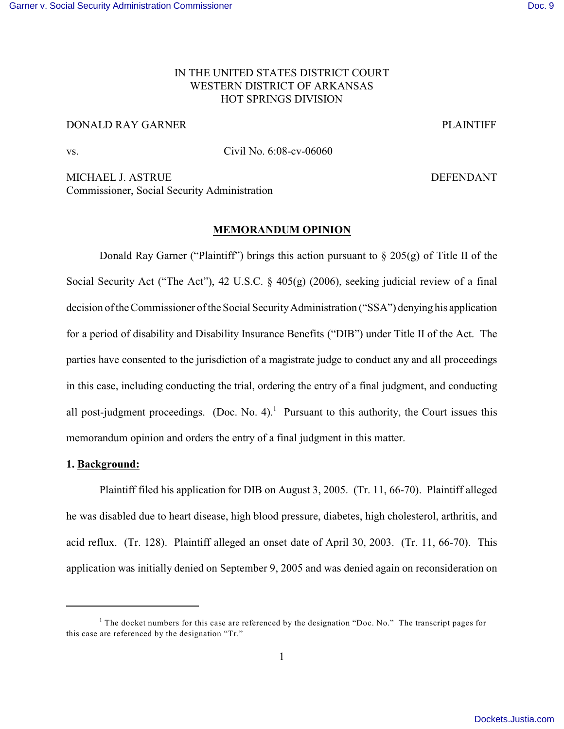IN THE UNITED STATES DISTRICT COURT
WESTERN DISTRICT OF ARKANSAS
HOT SPRINGS DIVISION

DONALD RAY GARNER PLAINTIFF

vs. Civil No. 6:08-cv-06060

MICHAEL J. ASTRUE DEFENDANT
Commissioner, Social Security Administration

**MEMORANDUM OPINION**

Donald Ray Garner ("Plaintiff") brings this action pursuant to § 205(g) of Title II of the Social Security Act ("The Act"), 42 U.S.C. § 405(g) (2006), seeking judicial review of a final decision of the Commissioner of the Social Security Administration ("SSA") denying his application for a period of disability and Disability Insurance Benefits ("DIB") under Title II of the Act. The parties have consented to the jurisdiction of a magistrate judge to conduct any and all proceedings in this case, including conducting the trial, ordering the entry of a final judgment, and conducting all post-judgment proceedings. (Doc. No. 4).[1] Pursuant to this authority, the Court issues this memorandum opinion and orders the entry of a final judgment in this matter.

**1. Background:**

Plaintiff filed his application for DIB on August 3, 2005. (Tr. 11, 66-70). Plaintiff alleged he was disabled due to heart disease, high blood pressure, diabetes, high cholesterol, arthritis, and acid reflux. (Tr. 128). Plaintiff alleged an onset date of April 30, 2003. (Tr. 11, 66-70). This application was initially denied on September 9, 2005 and was denied again on reconsideration on

---

[1] The docket numbers for this case are referenced by the designation "Doc. No." The transcript pages for this case are referenced by the designation "Tr."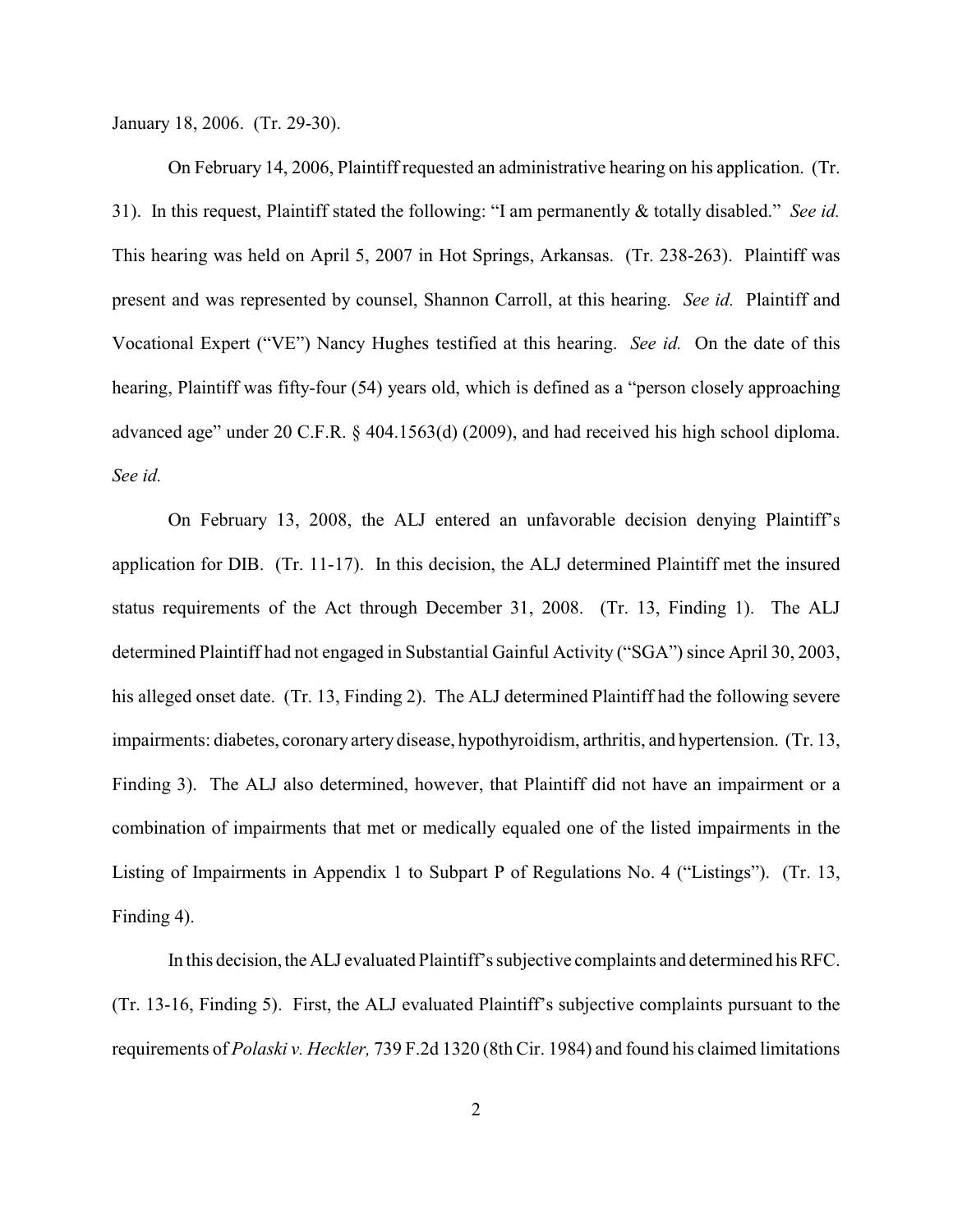January 18, 2006. (Tr. 29-30).

On February 14, 2006, Plaintiff requested an administrative hearing on his application. (Tr. 31). In this request, Plaintiff stated the following: "I am permanently & totally disabled." *See id.* This hearing was held on April 5, 2007 in Hot Springs, Arkansas. (Tr. 238-263). Plaintiff was present and was represented by counsel, Shannon Carroll, at this hearing. *See id.* Plaintiff and Vocational Expert ("VE") Nancy Hughes testified at this hearing. *See id.* On the date of this hearing, Plaintiff was fifty-four (54) years old, which is defined as a "person closely approaching advanced age" under 20 C.F.R. § 404.1563(d) (2009), and had received his high school diploma. *See id.*

On February 13, 2008, the ALJ entered an unfavorable decision denying Plaintiff's application for DIB. (Tr. 11-17). In this decision, the ALJ determined Plaintiff met the insured status requirements of the Act through December 31, 2008. (Tr. 13, Finding 1). The ALJ determined Plaintiff had not engaged in Substantial Gainful Activity ("SGA") since April 30, 2003, his alleged onset date. (Tr. 13, Finding 2). The ALJ determined Plaintiff had the following severe impairments: diabetes, coronary artery disease, hypothyroidism, arthritis, and hypertension. (Tr. 13, Finding 3). The ALJ also determined, however, that Plaintiff did not have an impairment or a combination of impairments that met or medically equaled one of the listed impairments in the Listing of Impairments in Appendix 1 to Subpart P of Regulations No. 4 ("Listings"). (Tr. 13, Finding 4).

In this decision, the ALJ evaluated Plaintiff's subjective complaints and determined his RFC. (Tr. 13-16, Finding 5). First, the ALJ evaluated Plaintiff's subjective complaints pursuant to the requirements of *Polaski v. Heckler,* 739 F.2d 1320 (8th Cir. 1984) and found his claimed limitations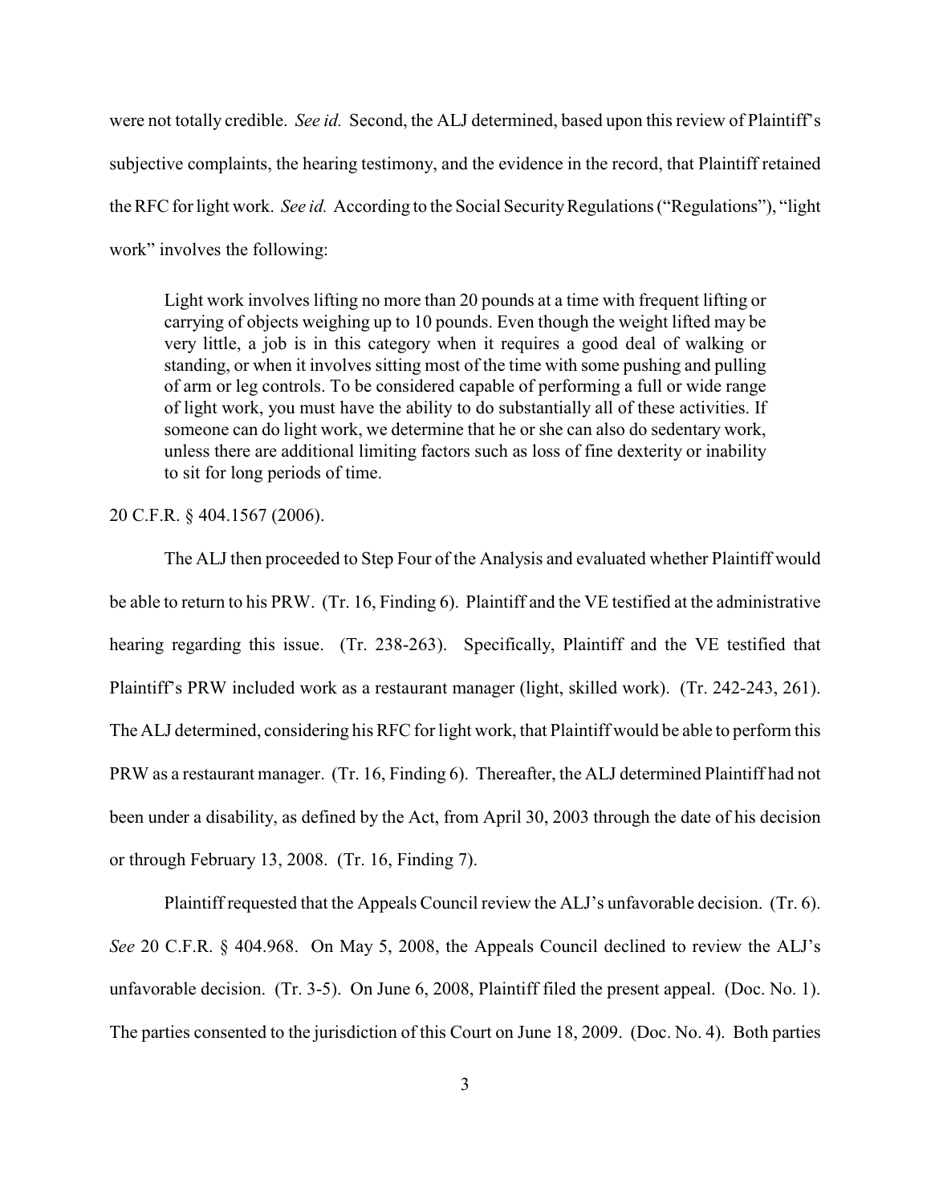were not totally credible. *See id.* Second, the ALJ determined, based upon this review of Plaintiff's subjective complaints, the hearing testimony, and the evidence in the record, that Plaintiff retained the RFC for light work. *See id.* According to the Social Security Regulations ("Regulations"), "light work" involves the following:

> Light work involves lifting no more than 20 pounds at a time with frequent lifting or carrying of objects weighing up to 10 pounds. Even though the weight lifted may be very little, a job is in this category when it requires a good deal of walking or standing, or when it involves sitting most of the time with some pushing and pulling of arm or leg controls. To be considered capable of performing a full or wide range of light work, you must have the ability to do substantially all of these activities. If someone can do light work, we determine that he or she can also do sedentary work, unless there are additional limiting factors such as loss of fine dexterity or inability to sit for long periods of time.

20 C.F.R. § 404.1567 (2006).

The ALJ then proceeded to Step Four of the Analysis and evaluated whether Plaintiff would be able to return to his PRW. (Tr. 16, Finding 6). Plaintiff and the VE testified at the administrative hearing regarding this issue. (Tr. 238-263). Specifically, Plaintiff and the VE testified that Plaintiff's PRW included work as a restaurant manager (light, skilled work). (Tr. 242-243, 261). The ALJ determined, considering his RFC for light work, that Plaintiff would be able to perform this PRW as a restaurant manager. (Tr. 16, Finding 6). Thereafter, the ALJ determined Plaintiff had not been under a disability, as defined by the Act, from April 30, 2003 through the date of his decision or through February 13, 2008. (Tr. 16, Finding 7).

Plaintiff requested that the Appeals Council review the ALJ's unfavorable decision. (Tr. 6). *See* 20 C.F.R. § 404.968. On May 5, 2008, the Appeals Council declined to review the ALJ's unfavorable decision. (Tr. 3-5). On June 6, 2008, Plaintiff filed the present appeal. (Doc. No. 1). The parties consented to the jurisdiction of this Court on June 18, 2009. (Doc. No. 4). Both parties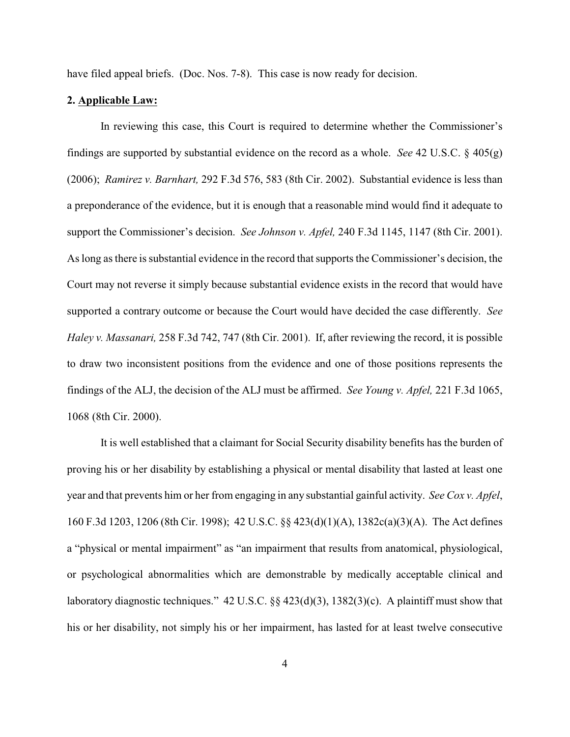have filed appeal briefs. (Doc. Nos. 7-8). This case is now ready for decision.

**2. <u>Applicable Law:</u>**

In reviewing this case, this Court is required to determine whether the Commissioner's findings are supported by substantial evidence on the record as a whole. *See* 42 U.S.C. § 405(g) (2006); *Ramirez v. Barnhart,* 292 F.3d 576, 583 (8th Cir. 2002). Substantial evidence is less than a preponderance of the evidence, but it is enough that a reasonable mind would find it adequate to support the Commissioner's decision. *See Johnson v. Apfel,* 240 F.3d 1145, 1147 (8th Cir. 2001). As long as there is substantial evidence in the record that supports the Commissioner's decision, the Court may not reverse it simply because substantial evidence exists in the record that would have supported a contrary outcome or because the Court would have decided the case differently. *See Haley v. Massanari,* 258 F.3d 742, 747 (8th Cir. 2001). If, after reviewing the record, it is possible to draw two inconsistent positions from the evidence and one of those positions represents the findings of the ALJ, the decision of the ALJ must be affirmed. *See Young v. Apfel,* 221 F.3d 1065, 1068 (8th Cir. 2000).

It is well established that a claimant for Social Security disability benefits has the burden of proving his or her disability by establishing a physical or mental disability that lasted at least one year and that prevents him or her from engaging in any substantial gainful activity. *See Cox v. Apfel*, 160 F.3d 1203, 1206 (8th Cir. 1998); 42 U.S.C. §§ 423(d)(1)(A), 1382c(a)(3)(A). The Act defines a "physical or mental impairment" as "an impairment that results from anatomical, physiological, or psychological abnormalities which are demonstrable by medically acceptable clinical and laboratory diagnostic techniques." 42 U.S.C. §§ 423(d)(3), 1382(3)(c). A plaintiff must show that his or her disability, not simply his or her impairment, has lasted for at least twelve consecutive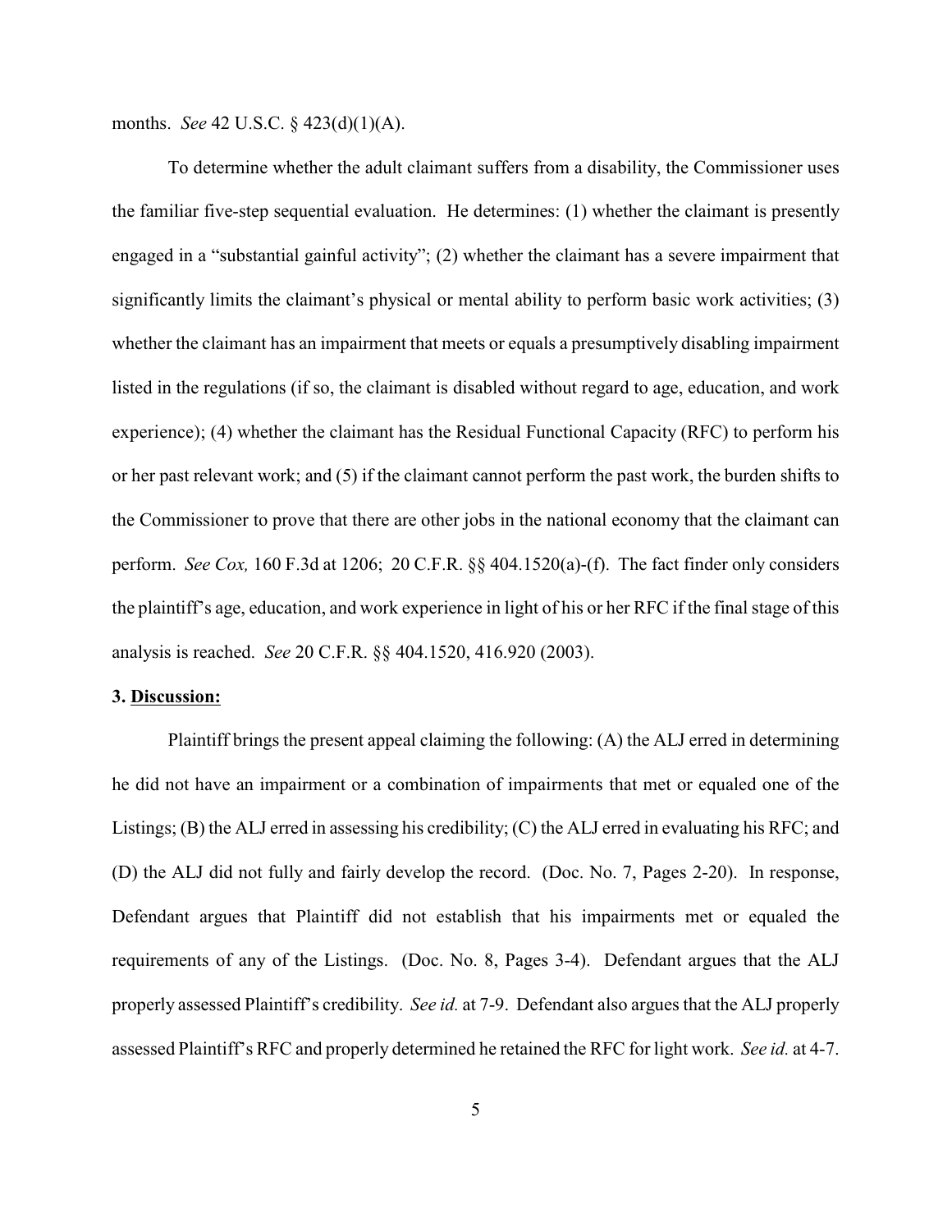months. *See* 42 U.S.C. § 423(d)(1)(A).

To determine whether the adult claimant suffers from a disability, the Commissioner uses the familiar five-step sequential evaluation. He determines: (1) whether the claimant is presently engaged in a "substantial gainful activity"; (2) whether the claimant has a severe impairment that significantly limits the claimant's physical or mental ability to perform basic work activities; (3) whether the claimant has an impairment that meets or equals a presumptively disabling impairment listed in the regulations (if so, the claimant is disabled without regard to age, education, and work experience); (4) whether the claimant has the Residual Functional Capacity (RFC) to perform his or her past relevant work; and (5) if the claimant cannot perform the past work, the burden shifts to the Commissioner to prove that there are other jobs in the national economy that the claimant can perform. *See Cox,* 160 F.3d at 1206; 20 C.F.R. §§ 404.1520(a)-(f). The fact finder only considers the plaintiff's age, education, and work experience in light of his or her RFC if the final stage of this analysis is reached. *See* 20 C.F.R. §§ 404.1520, 416.920 (2003).

**3. Discussion:**

Plaintiff brings the present appeal claiming the following: (A) the ALJ erred in determining he did not have an impairment or a combination of impairments that met or equaled one of the Listings; (B) the ALJ erred in assessing his credibility; (C) the ALJ erred in evaluating his RFC; and (D) the ALJ did not fully and fairly develop the record. (Doc. No. 7, Pages 2-20). In response, Defendant argues that Plaintiff did not establish that his impairments met or equaled the requirements of any of the Listings. (Doc. No. 8, Pages 3-4). Defendant argues that the ALJ properly assessed Plaintiff's credibility. *See id.* at 7-9. Defendant also argues that the ALJ properly assessed Plaintiff's RFC and properly determined he retained the RFC for light work. *See id.* at 4-7.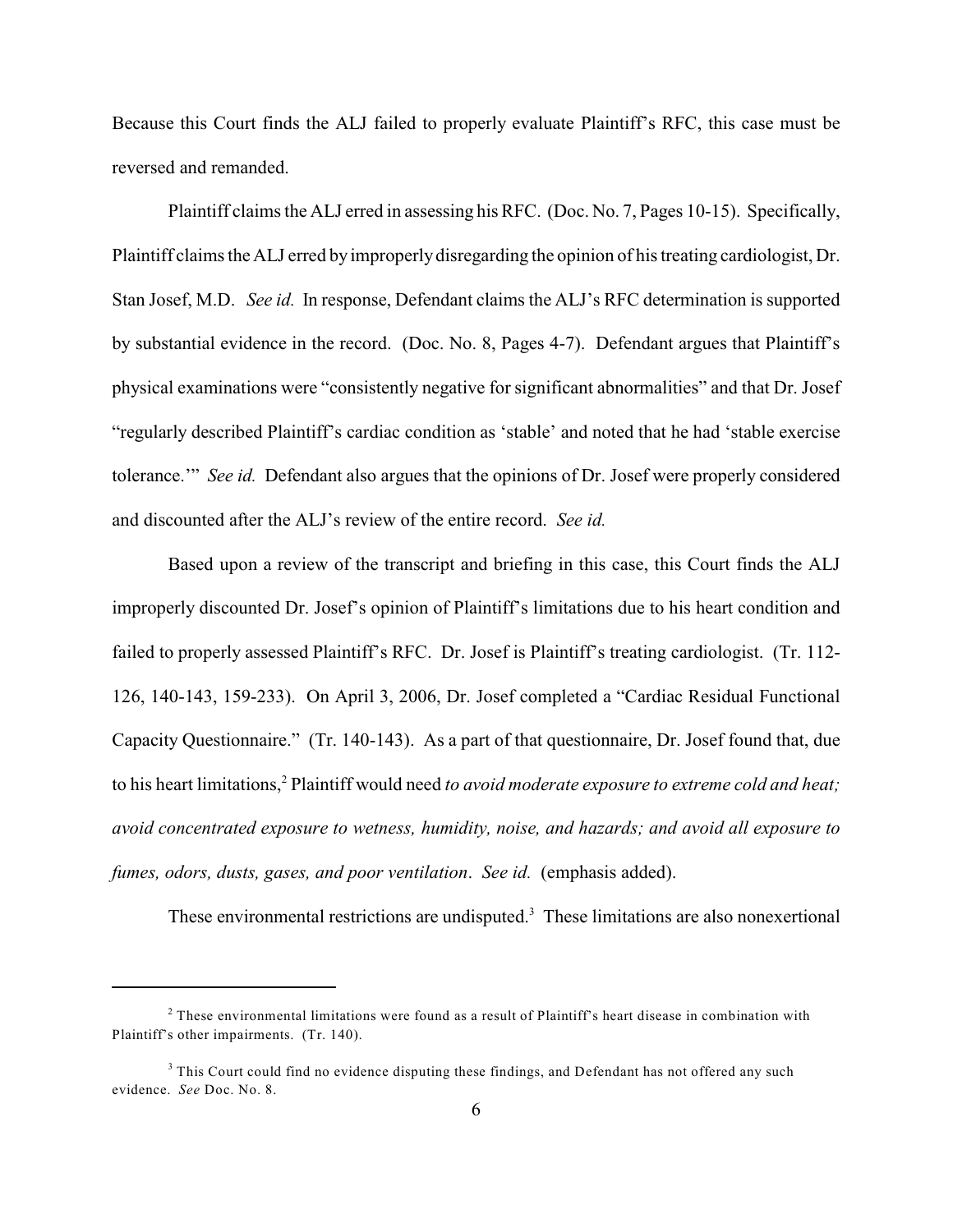Because this Court finds the ALJ failed to properly evaluate Plaintiff's RFC, this case must be reversed and remanded.

Plaintiff claims the ALJ erred in assessing his RFC. (Doc. No. 7, Pages 10-15). Specifically, Plaintiff claims the ALJ erred by improperly disregarding the opinion of his treating cardiologist, Dr. Stan Josef, M.D. *See id.* In response, Defendant claims the ALJ's RFC determination is supported by substantial evidence in the record. (Doc. No. 8, Pages 4-7). Defendant argues that Plaintiff's physical examinations were "consistently negative for significant abnormalities" and that Dr. Josef "regularly described Plaintiff's cardiac condition as 'stable' and noted that he had 'stable exercise tolerance.'" *See id.* Defendant also argues that the opinions of Dr. Josef were properly considered and discounted after the ALJ's review of the entire record. *See id.*

Based upon a review of the transcript and briefing in this case, this Court finds the ALJ improperly discounted Dr. Josef's opinion of Plaintiff's limitations due to his heart condition and failed to properly assessed Plaintiff's RFC. Dr. Josef is Plaintiff's treating cardiologist. (Tr. 112-126, 140-143, 159-233). On April 3, 2006, Dr. Josef completed a "Cardiac Residual Functional Capacity Questionnaire." (Tr. 140-143). As a part of that questionnaire, Dr. Josef found that, due to his heart limitations,[2] Plaintiff would need *to avoid moderate exposure to extreme cold and heat; avoid concentrated exposure to wetness, humidity, noise, and hazards; and avoid all exposure to fumes, odors, dusts, gases, and poor ventilation*. *See id.* (emphasis added).

These environmental restrictions are undisputed.[3] These limitations are also nonexertional

---

[2] These environmental limitations were found as a result of Plaintiff's heart disease in combination with Plaintiff's other impairments. (Tr. 140).

[3] This Court could find no evidence disputing these findings, and Defendant has not offered any such evidence. *See* Doc. No. 8.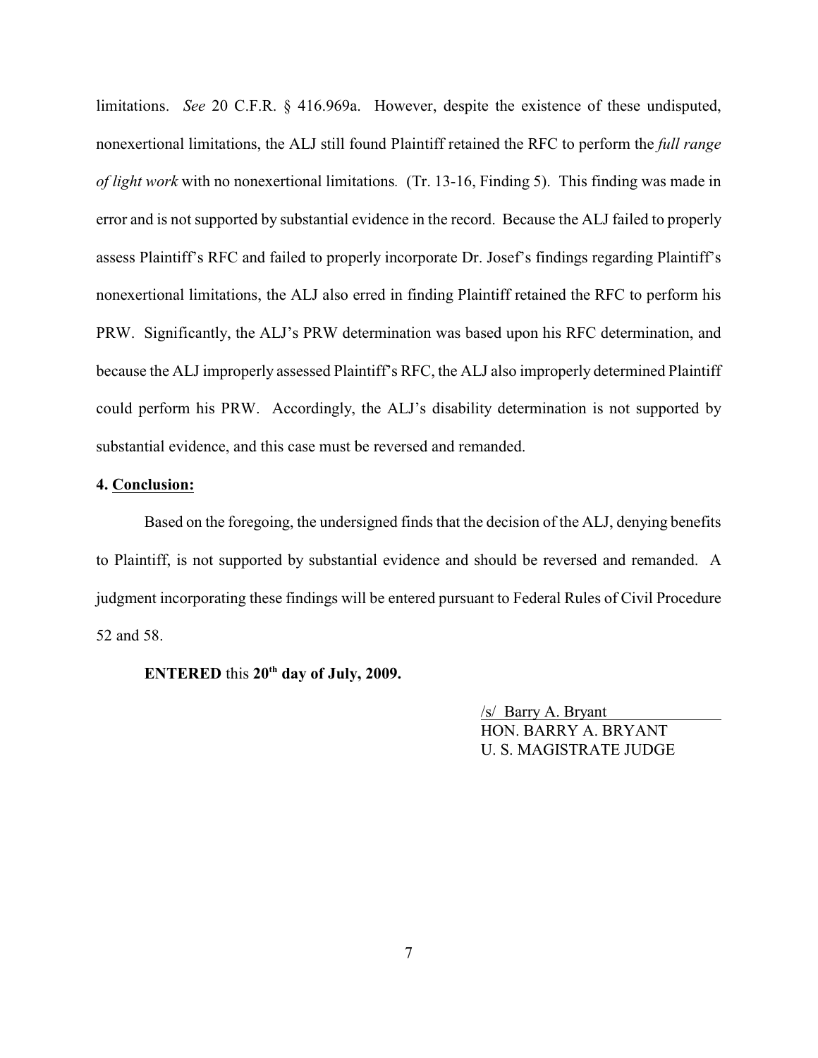limitations. *See* 20 C.F.R. § 416.969a. However, despite the existence of these undisputed, nonexertional limitations, the ALJ still found Plaintiff retained the RFC to perform the *full range of light work* with no nonexertional limitations*.* (Tr. 13-16, Finding 5). This finding was made in error and is not supported by substantial evidence in the record. Because the ALJ failed to properly assess Plaintiff's RFC and failed to properly incorporate Dr. Josef's findings regarding Plaintiff's nonexertional limitations, the ALJ also erred in finding Plaintiff retained the RFC to perform his PRW. Significantly, the ALJ's PRW determination was based upon his RFC determination, and because the ALJ improperly assessed Plaintiff's RFC, the ALJ also improperly determined Plaintiff could perform his PRW. Accordingly, the ALJ's disability determination is not supported by substantial evidence, and this case must be reversed and remanded.

**4. Conclusion:**

Based on the foregoing, the undersigned finds that the decision of the ALJ, denying benefits to Plaintiff, is not supported by substantial evidence and should be reversed and remanded. A judgment incorporating these findings will be entered pursuant to Federal Rules of Civil Procedure 52 and 58.

**ENTERED** this **20th day of July, 2009.**

/s/ Barry A. Bryant
HON. BARRY A. BRYANT
U. S. MAGISTRATE JUDGE